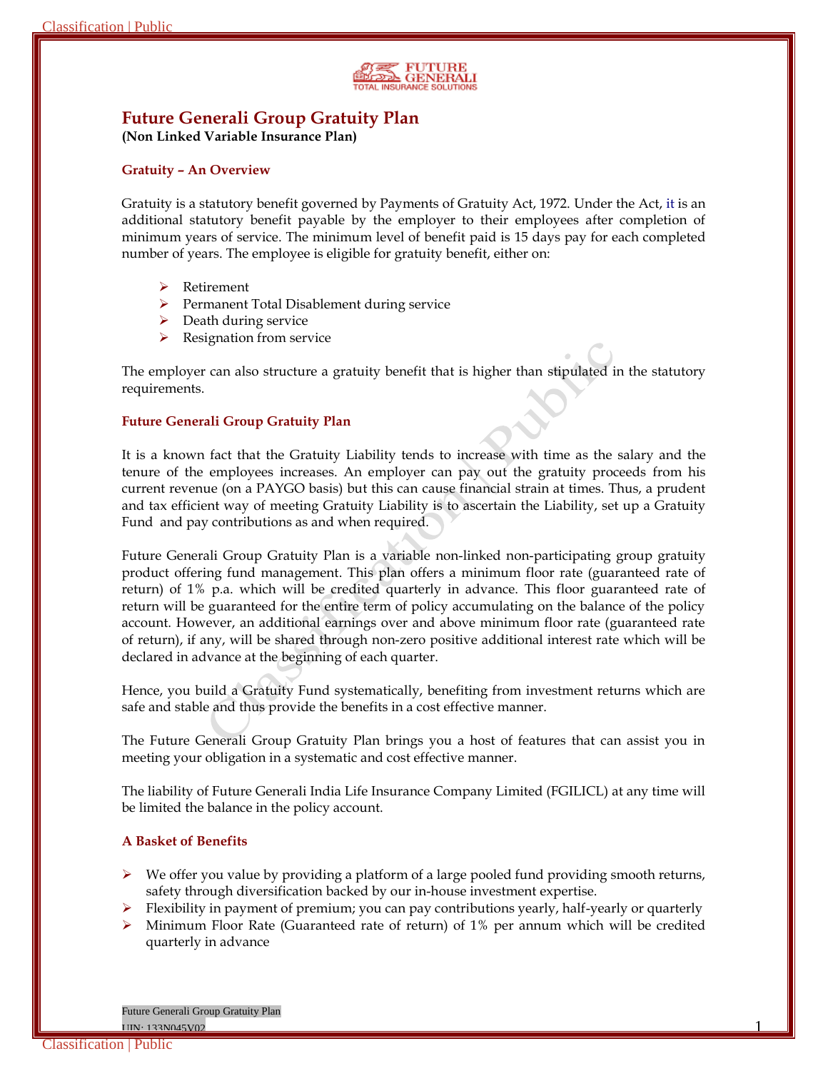# Future Generali Group Gratuity Plan

**(Non Linked Variable Insurance Plan)**

## Gratuity – An Overview

Gratuity is a statutory benefit governed by Payments of Gratuity Act, 1972. Under the Act, it is an additional statutory benefit payable by the employer to their employees after completion of minimum years of service. The minimum level of benefit paid is 15 days pay for each completed number of years. The employee is eligible for gratuity benefit, either on:

- Retirement
- Permanent Total Disablement during service
- Death during service
- Resignation from service

The employer can also structure a gratuity benefit that is higher than stipulated in the statutory requirements.

## Future Generali Group Gratuity Plan

It is a known fact that the Gratuity Liability tends to increase with time as the salary and the tenure of the employees increases. An employer can pay out the gratuity proceeds from his current revenue (on a PAYGO basis) but this can cause financial strain at times. Thus, a prudent and tax efficient way of meeting Gratuity Liability is to ascertain the Liability, set up a Gratuity Fund and pay contributions as and when required.

Future Generali Group Gratuity Plan is a variable non-linked non-participating group gratuity product offering fund management. This plan offers a minimum floor rate (guaranteed rate of return) of 1% p.a. which will be credited quarterly in advance. This floor guaranteed rate of return will be guaranteed for the entire term of policy accumulating on the balance of the policy account. However, an additional earnings over and above minimum floor rate (guaranteed rate of return), if any, will be shared through non-zero positive additional interest rate which will be declared in advance at the beginning of each quarter.

Hence, you build a Gratuity Fund systematically, benefiting from investment returns which are safe and stable and thus provide the benefits in a cost effective manner.

The Future Generali Group Gratuity Plan brings you a host of features that can assist you in meeting your obligation in a systematic and cost effective manner.

The liability of Future Generali India Life Insurance Company Limited (FGILICL) at any time will be limited the balance in the policy account.

## A Basket of Benefits

- We offer you value by providing a platform of a large pooled fund providing smooth returns, safety through diversification backed by our in-house investment expertise.
- Flexibility in payment of premium; you can pay contributions yearly, half-yearly or quarterly
- Minimum Floor Rate (Guaranteed rate of return) of 1% per annum which will be credited quarterly in advance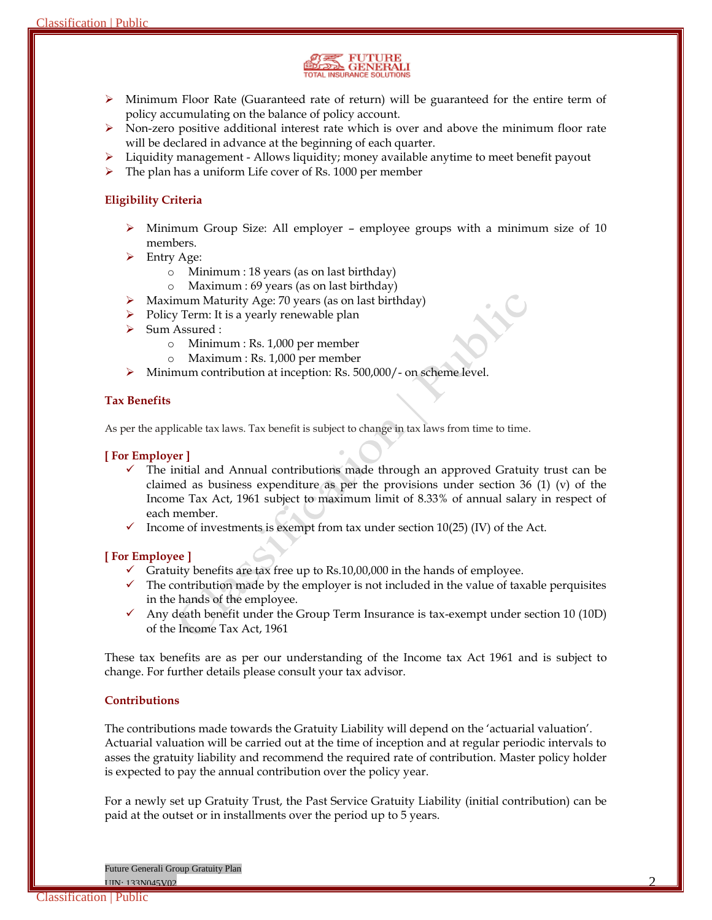- Minimum Floor Rate (Guaranteed rate of return) will be guaranteed for the entire term of policy accumulating on the balance of policy account.
- Non-zero positive additional interest rate which is over and above the minimum floor rate will be declared in advance at the beginning of each quarter.
- Liquidity management - Allows liquidity; money available anytime to meet benefit payout
- The plan has a uniform Life cover of Rs. 1000 per member

### Eligibility Criteria

- Minimum Group Size: All employer – employee groups with a minimum size of 10 members.
- Entry Age:
    - Minimum : 18 years (as on last birthday)
    - Maximum : 69 years (as on last birthday)
- Maximum Maturity Age: 70 years (as on last birthday)
- Policy Term: It is a yearly renewable plan
- Sum Assured :
    - Minimum : Rs. 1,000 per member
    - Maximum : Rs. 1,000 per member
- Minimum contribution at inception: Rs. 500,000/- on scheme level.

### Tax Benefits

As per the applicable tax laws. Tax benefit is subject to change in tax laws from time to time.

**[ For Employer ]**

- ✓ The initial and Annual contributions made through an approved Gratuity trust can be claimed as business expenditure as per the provisions under section 36 (1) (v) of the Income Tax Act, 1961 subject to maximum limit of 8.33% of annual salary in respect of each member.
- ✓ Income of investments is exempt from tax under section 10(25) (IV) of the Act.

**[ For Employee ]**

- ✓ Gratuity benefits are tax free up to Rs.10,00,000 in the hands of employee.
- ✓ The contribution made by the employer is not included in the value of taxable perquisites in the hands of the employee.
- ✓ Any death benefit under the Group Term Insurance is tax-exempt under section 10 (10D) of the Income Tax Act, 1961

These tax benefits are as per our understanding of the Income tax Act 1961 and is subject to change. For further details please consult your tax advisor.

### Contributions

The contributions made towards the Gratuity Liability will depend on the 'actuarial valuation'. Actuarial valuation will be carried out at the time of inception and at regular periodic intervals to asses the gratuity liability and recommend the required rate of contribution. Master policy holder is expected to pay the annual contribution over the policy year.

For a newly set up Gratuity Trust, the Past Service Gratuity Liability (initial contribution) can be paid at the outset or in installments over the period up to 5 years.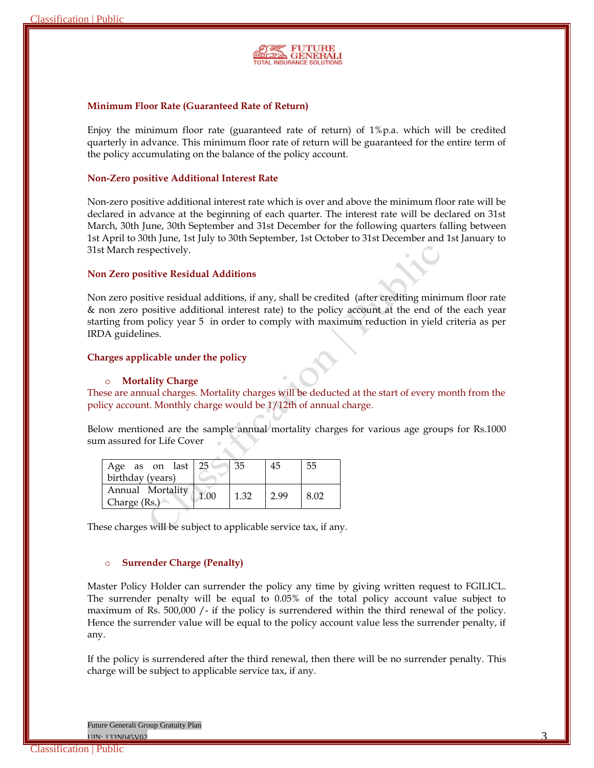### Minimum Floor Rate (Guaranteed Rate of Return)

Enjoy the minimum floor rate (guaranteed rate of return) of 1%p.a. which will be credited quarterly in advance. This minimum floor rate of return will be guaranteed for the entire term of the policy accumulating on the balance of the policy account.

### Non-Zero positive Additional Interest Rate

Non-zero positive additional interest rate which is over and above the minimum floor rate will be declared in advance at the beginning of each quarter. The interest rate will be declared on 31st March, 30th June, 30th September and 31st December for the following quarters falling between 1st April to 30th June, 1st July to 30th September, 1st October to 31st December and 1st January to 31st March respectively.

### Non Zero positive Residual Additions

Non zero positive residual additions, if any, shall be credited (after crediting minimum floor rate & non zero positive additional interest rate) to the policy account at the end of the each year starting from policy year 5 in order to comply with maximum reduction in yield criteria as per IRDA guidelines.

### Charges applicable under the policy

- **Mortality Charge**

These are annual charges. Mortality charges will be deducted at the start of every month from the policy account. Monthly charge would be 1/12th of annual charge.

Below mentioned are the sample annual mortality charges for various age groups for Rs.1000 sum assured for Life Cover

| Age as on last birthday (years) | 25 | 35 | 45 | 55 |
|---|---|---|---|---|
| Annual Mortality Charge (Rs.) | 1.00 | 1.32 | 2.99 | 8.02 |

These charges will be subject to applicable service tax, if any.

- **Surrender Charge (Penalty)**

Master Policy Holder can surrender the policy any time by giving written request to FGILICL. The surrender penalty will be equal to 0.05% of the total policy account value subject to maximum of Rs. 500,000 /- if the policy is surrendered within the third renewal of the policy. Hence the surrender value will be equal to the policy account value less the surrender penalty, if any.

If the policy is surrendered after the third renewal, then there will be no surrender penalty. This charge will be subject to applicable service tax, if any.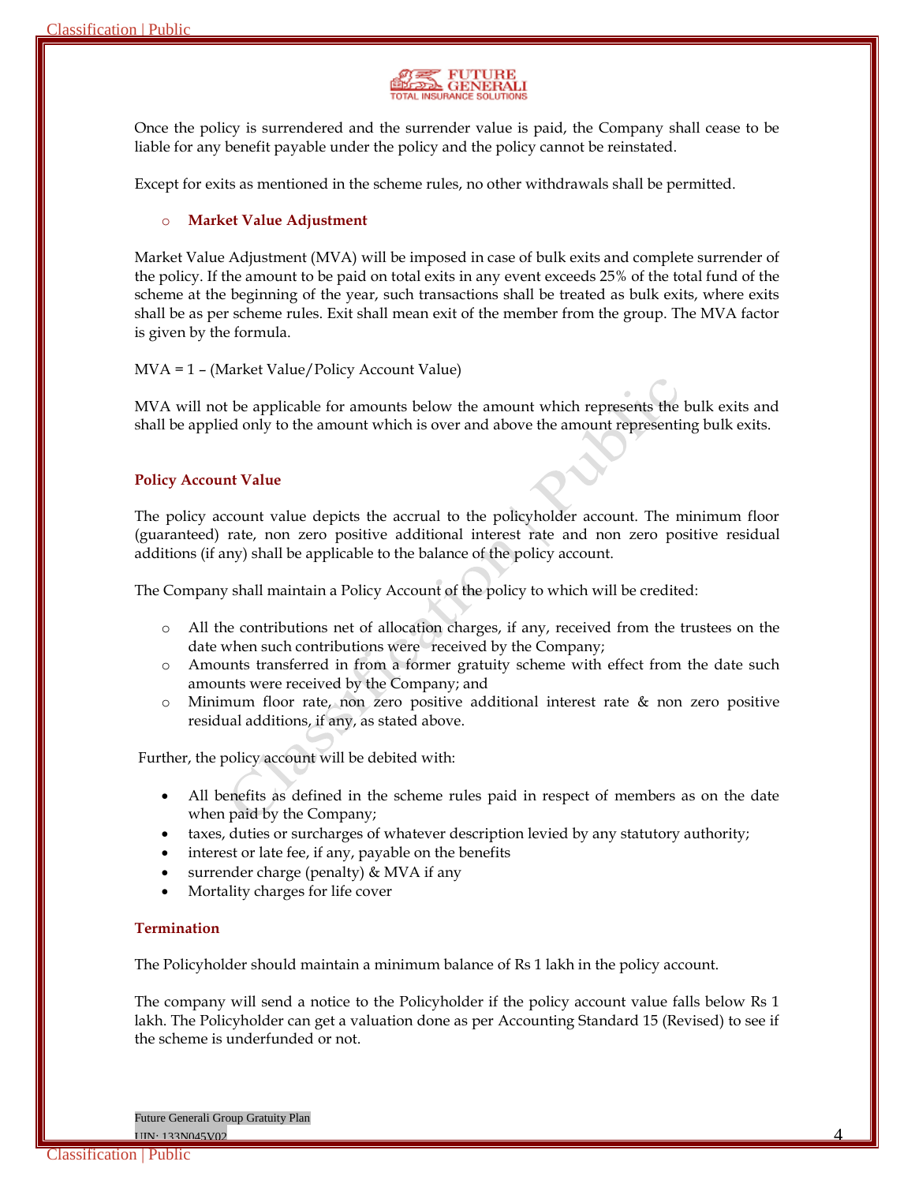Once the policy is surrendered and the surrender value is paid, the Company shall cease to be liable for any benefit payable under the policy and the policy cannot be reinstated.

Except for exits as mentioned in the scheme rules, no other withdrawals shall be permitted.

- **Market Value Adjustment**

Market Value Adjustment (MVA) will be imposed in case of bulk exits and complete surrender of the policy. If the amount to be paid on total exits in any event exceeds 25% of the total fund of the scheme at the beginning of the year, such transactions shall be treated as bulk exits, where exits shall be as per scheme rules. Exit shall mean exit of the member from the group. The MVA factor is given by the formula.

MVA = 1 – (Market Value/Policy Account Value)

MVA will not be applicable for amounts below the amount which represents the bulk exits and shall be applied only to the amount which is over and above the amount representing bulk exits.

**Policy Account Value**

The policy account value depicts the accrual to the policyholder account. The minimum floor (guaranteed) rate, non zero positive additional interest rate and non zero positive residual additions (if any) shall be applicable to the balance of the policy account.

The Company shall maintain a Policy Account of the policy to which will be credited:

- All the contributions net of allocation charges, if any, received from the trustees on the date when such contributions were received by the Company;
- Amounts transferred in from a former gratuity scheme with effect from the date such amounts were received by the Company; and
- Minimum floor rate, non zero positive additional interest rate & non zero positive residual additions, if any, as stated above.

Further, the policy account will be debited with:

- All benefits as defined in the scheme rules paid in respect of members as on the date when paid by the Company;
- taxes, duties or surcharges of whatever description levied by any statutory authority;
- interest or late fee, if any, payable on the benefits
- surrender charge (penalty) & MVA if any
- Mortality charges for life cover

**Termination**

The Policyholder should maintain a minimum balance of Rs 1 lakh in the policy account.

The company will send a notice to the Policyholder if the policy account value falls below Rs 1 lakh. The Policyholder can get a valuation done as per Accounting Standard 15 (Revised) to see if the scheme is underfunded or not.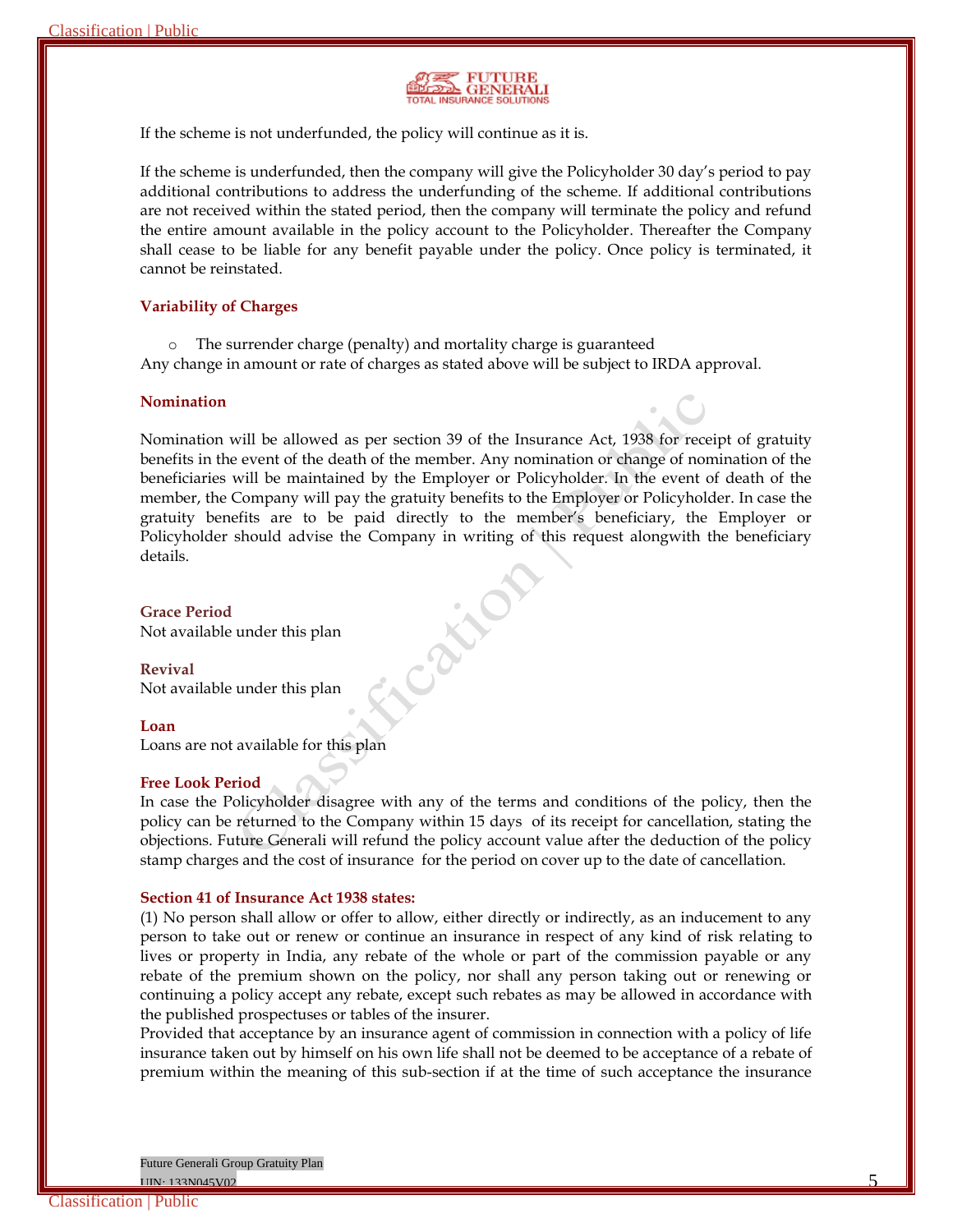If the scheme is not underfunded, the policy will continue as it is.

If the scheme is underfunded, then the company will give the Policyholder 30 day's period to pay additional contributions to address the underfunding of the scheme. If additional contributions are not received within the stated period, then the company will terminate the policy and refund the entire amount available in the policy account to the Policyholder. Thereafter the Company shall cease to be liable for any benefit payable under the policy. Once policy is terminated, it cannot be reinstated.

### Variability of Charges

- The surrender charge (penalty) and mortality charge is guaranteed

Any change in amount or rate of charges as stated above will be subject to IRDA approval.

### Nomination

Nomination will be allowed as per section 39 of the Insurance Act, 1938 for receipt of gratuity benefits in the event of the death of the member. Any nomination or change of nomination of the beneficiaries will be maintained by the Employer or Policyholder. In the event of death of the member, the Company will pay the gratuity benefits to the Employer or Policyholder. In case the gratuity benefits are to be paid directly to the member's beneficiary, the Employer or Policyholder should advise the Company in writing of this request alongwith the beneficiary details.

### Grace Period

Not available under this plan

### Revival

Not available under this plan

### Loan

Loans are not available for this plan

### Free Look Period

In case the Policyholder disagree with any of the terms and conditions of the policy, then the policy can be returned to the Company within 15 days of its receipt for cancellation, stating the objections. Future Generali will refund the policy account value after the deduction of the policy stamp charges and the cost of insurance for the period on cover up to the date of cancellation.

### Section 41 of Insurance Act 1938 states:

(1) No person shall allow or offer to allow, either directly or indirectly, as an inducement to any person to take out or renew or continue an insurance in respect of any kind of risk relating to lives or property in India, any rebate of the whole or part of the commission payable or any rebate of the premium shown on the policy, nor shall any person taking out or renewing or continuing a policy accept any rebate, except such rebates as may be allowed in accordance with the published prospectuses or tables of the insurer.

Provided that acceptance by an insurance agent of commission in connection with a policy of life insurance taken out by himself on his own life shall not be deemed to be acceptance of a rebate of premium within the meaning of this sub-section if at the time of such acceptance the insurance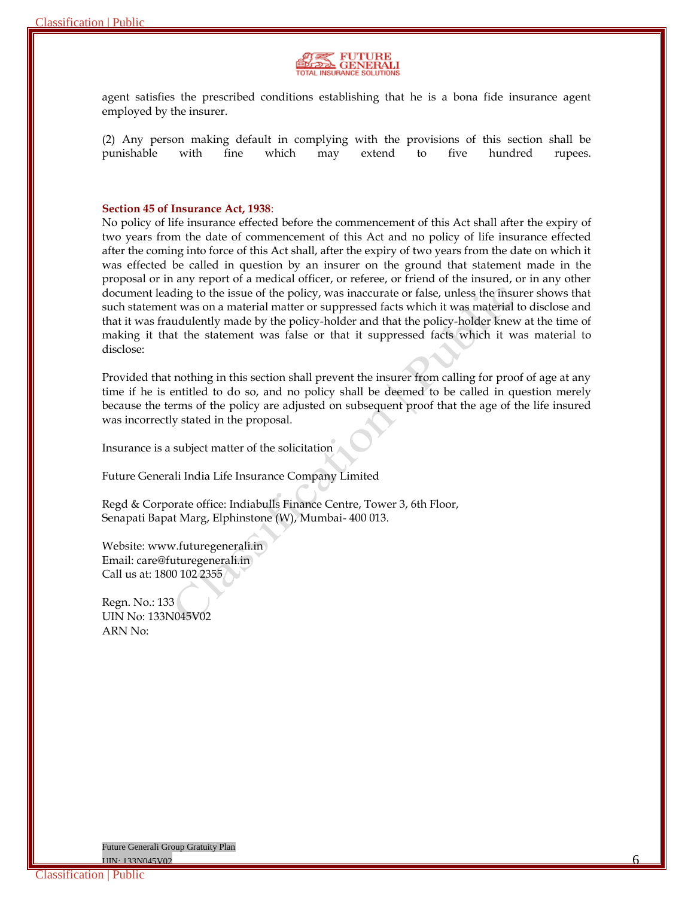agent satisfies the prescribed conditions establishing that he is a bona fide insurance agent employed by the insurer.

(2) Any person making default in complying with the provisions of this section shall be punishable with fine which may extend to five hundred rupees.

**Section 45 of Insurance Act, 1938**:

No policy of life insurance effected before the commencement of this Act shall after the expiry of two years from the date of commencement of this Act and no policy of life insurance effected after the coming into force of this Act shall, after the expiry of two years from the date on which it was effected be called in question by an insurer on the ground that statement made in the proposal or in any report of a medical officer, or referee, or friend of the insured, or in any other document leading to the issue of the policy, was inaccurate or false, unless the insurer shows that such statement was on a material matter or suppressed facts which it was material to disclose and that it was fraudulently made by the policy-holder and that the policy-holder knew at the time of making it that the statement was false or that it suppressed facts which it was material to disclose:

Provided that nothing in this section shall prevent the insurer from calling for proof of age at any time if he is entitled to do so, and no policy shall be deemed to be called in question merely because the terms of the policy are adjusted on subsequent proof that the age of the life insured was incorrectly stated in the proposal.

Insurance is a subject matter of the solicitation

Future Generali India Life Insurance Company Limited

Regd & Corporate office: Indiabulls Finance Centre, Tower 3, 6th Floor,
Senapati Bapat Marg, Elphinstone (W), Mumbai- 400 013.

Website: www.futuregenerali.in
Email: care@futuregenerali.in
Call us at: 1800 102 2355

Regn. No.: 133
UIN No: 133N045V02
ARN No: